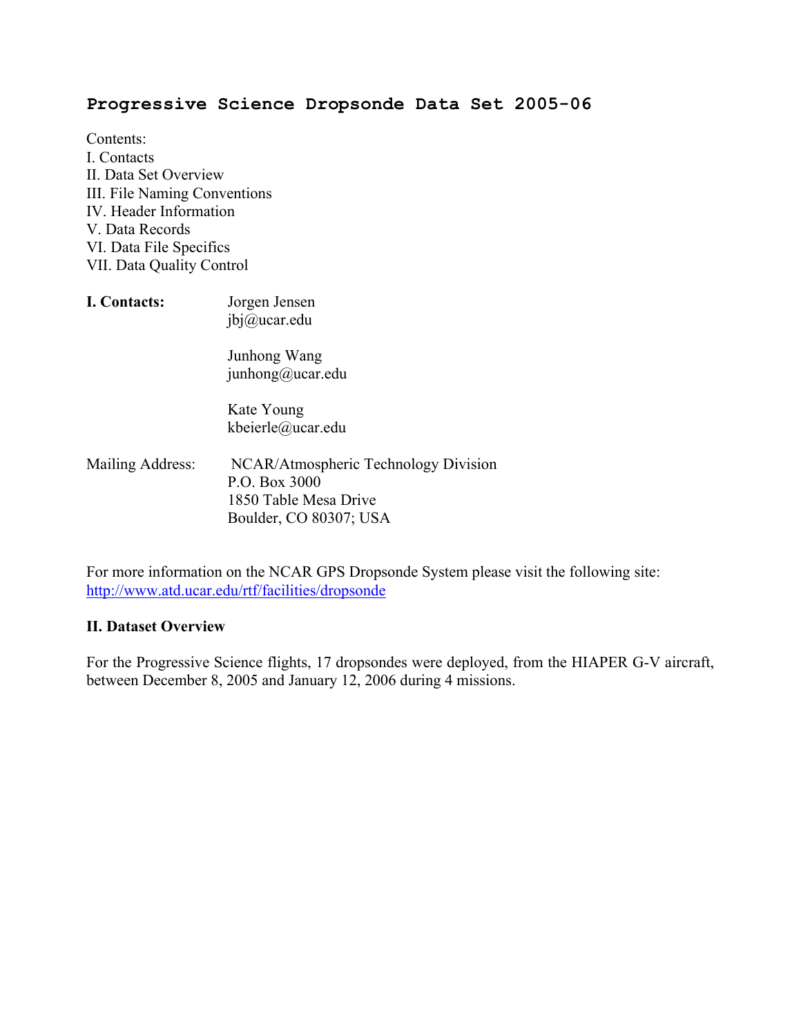# Progressive Science Dropsonde Data Set 2005-06

Contents:
I. Contacts
II. Data Set Overview
III. File Naming Conventions
IV. Header Information
V. Data Records
VI. Data File Specifics
VII. Data Quality Control

**I. Contacts:**

Jorgen Jensen
jbj@ucar.edu

Junhong Wang
junhong@ucar.edu

Kate Young
kbeierle@ucar.edu

Mailing Address:

NCAR/Atmospheric Technology Division
P.O. Box 3000
1850 Table Mesa Drive
Boulder, CO 80307; USA

For more information on the NCAR GPS Dropsonde System please visit the following site:
http://www.atd.ucar.edu/rtf/facilities/dropsonde

**II. Dataset Overview**

For the Progressive Science flights, 17 dropsondes were deployed, from the HIAPER G-V aircraft, between December 8, 2005 and January 12, 2006 during 4 missions.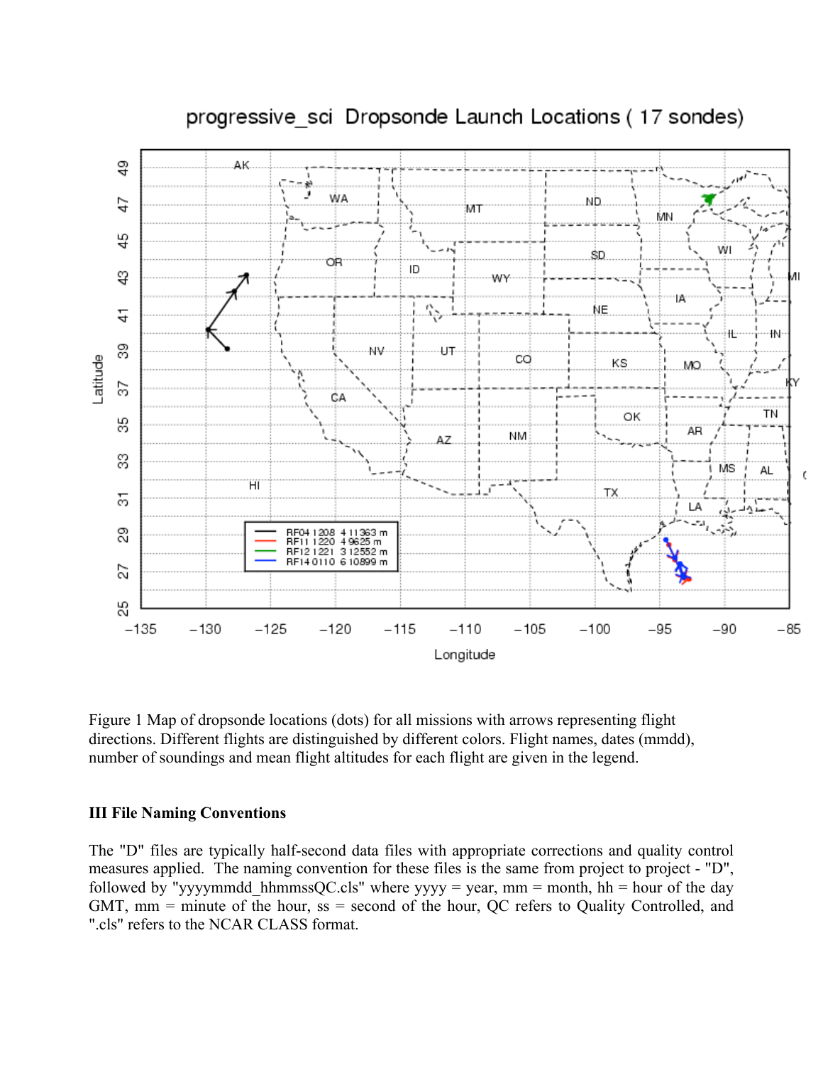Figure 1 Map of dropsonde locations (dots) for all missions with arrows representing flight directions. Different flights are distinguished by different colors. Flight names, dates (mmdd), number of soundings and mean flight altitudes for each flight are given in the legend.

### III File Naming Conventions

The "D" files are typically half-second data files with appropriate corrections and quality control measures applied. The naming convention for these files is the same from project to project - "D", followed by "yyyymmdd_hhmmssQC.cls" where yyyy = year, mm = month, hh = hour of the day GMT, mm = minute of the hour, ss = second of the hour, QC refers to Quality Controlled, and ".cls" refers to the NCAR CLASS format.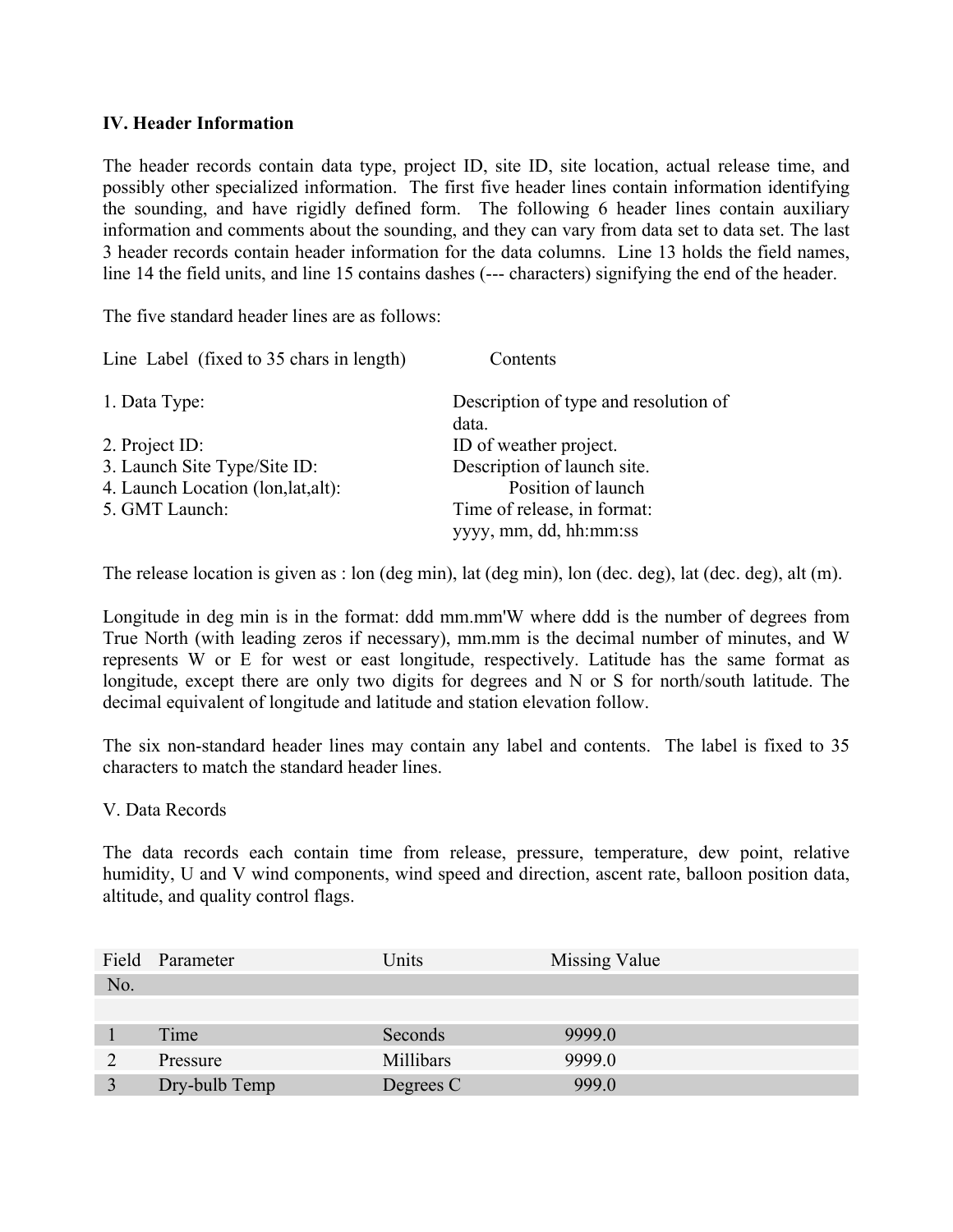**IV. Header Information**

The header records contain data type, project ID, site ID, site location, actual release time, and possibly other specialized information. The first five header lines contain information identifying the sounding, and have rigidly defined form. The following 6 header lines contain auxiliary information and comments about the sounding, and they can vary from data set to data set. The last 3 header records contain header information for the data columns. Line 13 holds the field names, line 14 the field units, and line 15 contains dashes (--- characters) signifying the end of the header.

The five standard header lines are as follows:

| Line Label (fixed to 35 chars in length) | Contents |
|---|---|
| 1. Data Type: | Description of type and resolution of data. |
| 2. Project ID: | ID of weather project. |
| 3. Launch Site Type/Site ID: | Description of launch site. |
| 4. Launch Location (lon,lat,alt): | Position of launch |
| 5. GMT Launch: | Time of release, in format: yyyy, mm, dd, hh:mm:ss |

The release location is given as : lon (deg min), lat (deg min), lon (dec. deg), lat (dec. deg), alt (m).

Longitude in deg min is in the format: ddd mm.mm'W where ddd is the number of degrees from True North (with leading zeros if necessary), mm.mm is the decimal number of minutes, and W represents W or E for west or east longitude, respectively. Latitude has the same format as longitude, except there are only two digits for degrees and N or S for north/south latitude. The decimal equivalent of longitude and latitude and station elevation follow.

The six non-standard header lines may contain any label and contents. The label is fixed to 35 characters to match the standard header lines.

V. Data Records

The data records each contain time from release, pressure, temperature, dew point, relative humidity, U and V wind components, wind speed and direction, ascent rate, balloon position data, altitude, and quality control flags.

| Field No. | Parameter | Units | Missing Value |
|---|---|---|---|
| 1 | Time | Seconds | 9999.0 |
| 2 | Pressure | Millibars | 9999.0 |
| 3 | Dry-bulb Temp | Degrees C | 999.0 |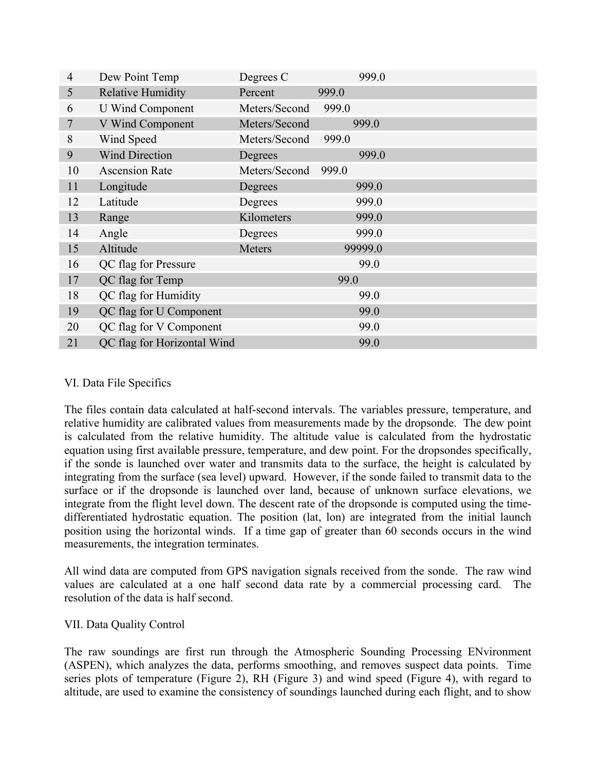| 4 | Dew Point Temp | Degrees C | 999.0 |
|---|---|---|---|
| 5 | Relative Humidity | Percent | 999.0 |
| 6 | U Wind Component | Meters/Second | 999.0 |
| 7 | V Wind Component | Meters/Second | 999.0 |
| 8 | Wind Speed | Meters/Second | 999.0 |
| 9 | Wind Direction | Degrees | 999.0 |
| 10 | Ascension Rate | Meters/Second | 999.0 |
| 11 | Longitude | Degrees | 999.0 |
| 12 | Latitude | Degrees | 999.0 |
| 13 | Range | Kilometers | 999.0 |
| 14 | Angle | Degrees | 999.0 |
| 15 | Altitude | Meters | 99999.0 |
| 16 | QC flag for Pressure | | 99.0 |
| 17 | QC flag for Temp | | 99.0 |
| 18 | QC flag for Humidity | | 99.0 |
| 19 | QC flag for U Component | | 99.0 |
| 20 | QC flag for V Component | | 99.0 |
| 21 | QC flag for Horizontal Wind | | 99.0 |

VI. Data File Specifics

The files contain data calculated at half-second intervals. The variables pressure, temperature, and relative humidity are calibrated values from measurements made by the dropsonde. The dew point is calculated from the relative humidity. The altitude value is calculated from the hydrostatic equation using first available pressure, temperature, and dew point. For the dropsondes specifically, if the sonde is launched over water and transmits data to the surface, the height is calculated by integrating from the surface (sea level) upward. However, if the sonde failed to transmit data to the surface or if the dropsonde is launched over land, because of unknown surface elevations, we integrate from the flight level down. The descent rate of the dropsonde is computed using the time-differentiated hydrostatic equation. The position (lat, lon) are integrated from the initial launch position using the horizontal winds. If a time gap of greater than 60 seconds occurs in the wind measurements, the integration terminates.

All wind data are computed from GPS navigation signals received from the sonde. The raw wind values are calculated at a one half second data rate by a commercial processing card. The resolution of the data is half second.

VII. Data Quality Control

The raw soundings are first run through the Atmospheric Sounding Processing ENvironment (ASPEN), which analyzes the data, performs smoothing, and removes suspect data points. Time series plots of temperature (Figure 2), RH (Figure 3) and wind speed (Figure 4), with regard to altitude, are used to examine the consistency of soundings launched during each flight, and to show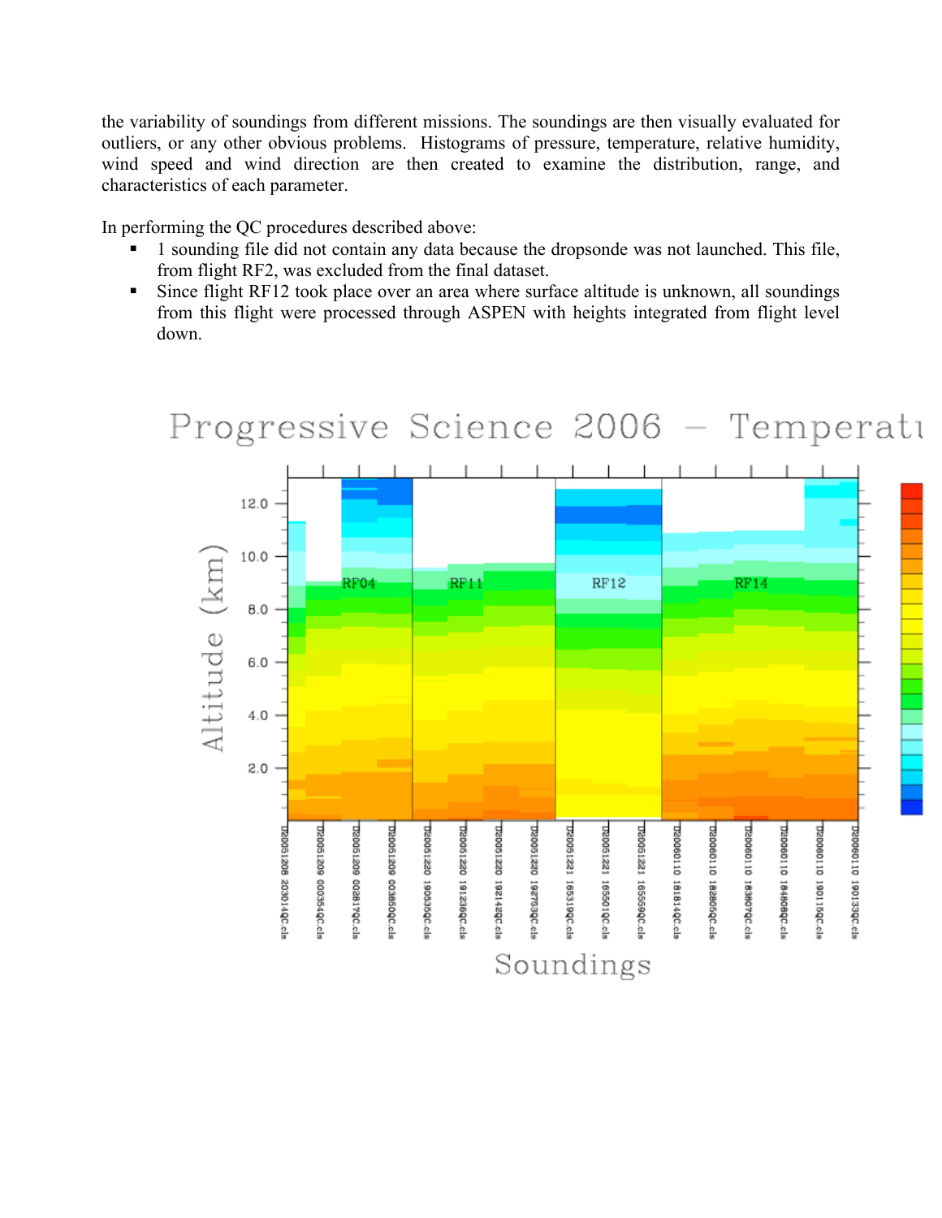the variability of soundings from different missions. The soundings are then visually evaluated for outliers, or any other obvious problems. Histograms of pressure, temperature, relative humidity, wind speed and wind direction are then created to examine the distribution, range, and characteristics of each parameter.

In performing the QC procedures described above:

- 1 sounding file did not contain any data because the dropsonde was not launched. This file, from flight RF2, was excluded from the final dataset.
- Since flight RF12 took place over an area where surface altitude is unknown, all soundings from this flight were processed through ASPEN with heights integrated from flight level down.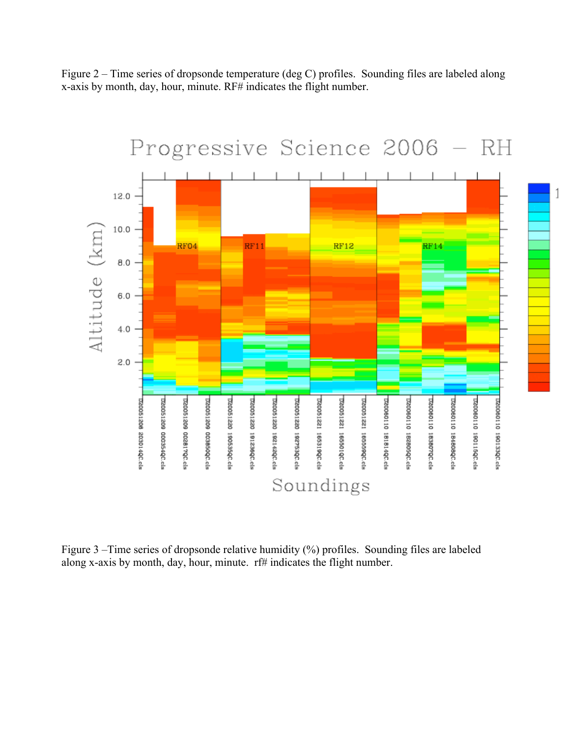Figure 2 – Time series of dropsonde temperature (deg C) profiles. Sounding files are labeled along x-axis by month, day, hour, minute. RF# indicates the flight number.

Figure 3 –Time series of dropsonde relative humidity (%) profiles. Sounding files are labeled along x-axis by month, day, hour, minute. rf# indicates the flight number.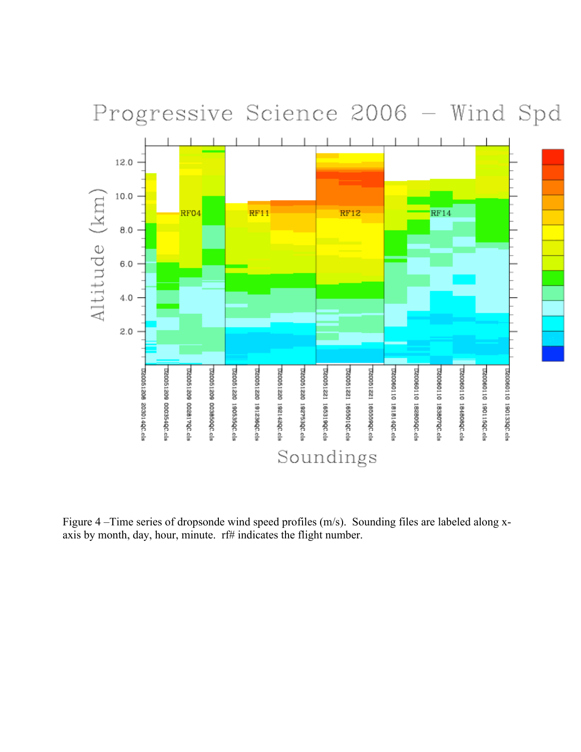Progressive Science 2006 – Wind Spd

Altitude (km)

12.0

10.0

8.0

6.0

4.0

2.0

RF04

RF11

RF12

RF14

D20051206 203014QC.cls
D20051209 000354QC.cls
D20051209 002817QC.cls
D20051209 003850QC.cls
D20051220 190535QC.cls
D20051220 191236QC.cls
D20051220 192142QC.cls
D20051220 192753QC.cls
D20051221 165319QC.cls
D20051221 165501QC.cls
D20051221 165559QC.cls
D20060110 181814QC.cls
D20060110 182805QC.cls
D20060110 183807QC.cls
D20060110 184808QC.cls
D20060110 190115QC.cls
D20060110 190133QC.cls

Soundings

Figure 4 –Time series of dropsonde wind speed profiles (m/s). Sounding files are labeled along x-axis by month, day, hour, minute. rf# indicates the flight number.